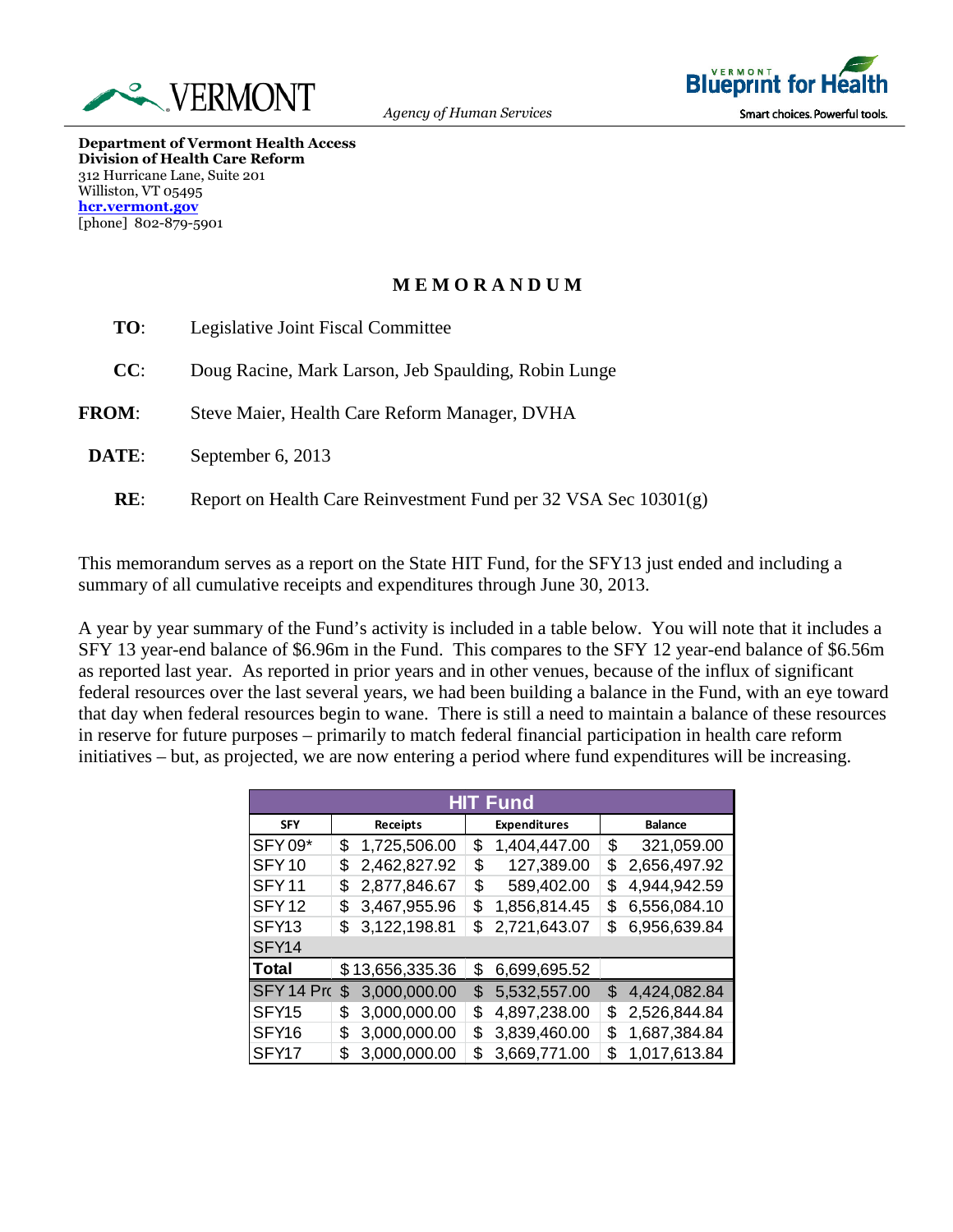VERMONT

*Agency of Human Services*

VERMONT Blueprint for Health
Smart choices. Powerful tools.

**Department of Vermont Health Access**
**Division of Health Care Reform**
312 Hurricane Lane, Suite 201
Williston, VT 05495
**hcr.vermont.gov**
[phone] 802-879-5901

## MEMORANDUM

**TO**: Legislative Joint Fiscal Committee

**CC**: Doug Racine, Mark Larson, Jeb Spaulding, Robin Lunge

**FROM**: Steve Maier, Health Care Reform Manager, DVHA

**DATE**: September 6, 2013

**RE**: Report on Health Care Reinvestment Fund per 32 VSA Sec 10301(g)

This memorandum serves as a report on the State HIT Fund, for the SFY13 just ended and including a summary of all cumulative receipts and expenditures through June 30, 2013.

A year by year summary of the Fund's activity is included in a table below. You will note that it includes a SFY 13 year-end balance of $6.96m in the Fund. This compares to the SFY 12 year-end balance of $6.56m as reported last year. As reported in prior years and in other venues, because of the influx of significant federal resources over the last several years, we had been building a balance in the Fund, with an eye toward that day when federal resources begin to wane. There is still a need to maintain a balance of these resources in reserve for future purposes – primarily to match federal financial participation in health care reform initiatives – but, as projected, we are now entering a period where fund expenditures will be increasing.

| HIT Fund | | | |
|---|---|---|---|
| **SFY** | **Receipts** | **Expenditures** | **Balance** |
| SFY 09* | $ 1,725,506.00 | $ 1,404,447.00 | $ 321,059.00 |
| SFY 10 | $ 2,462,827.92 | $ 127,389.00 | $ 2,656,497.92 |
| SFY 11 | $ 2,877,846.67 | $ 589,402.00 | $ 4,944,942.59 |
| SFY 12 | $ 3,467,955.96 | $ 1,856,814.45 | $ 6,556,084.10 |
| SFY13 | $ 3,122,198.81 | $ 2,721,643.07 | $ 6,956,639.84 |
| SFY14 | | | |
| **Total** | $ 13,656,335.36 | $ 6,699,695.52 | |
| SFY 14 Pro | $ 3,000,000.00 | $ 5,532,557.00 | $ 4,424,082.84 |
| SFY15 | $ 3,000,000.00 | $ 4,897,238.00 | $ 2,526,844.84 |
| SFY16 | $ 3,000,000.00 | $ 3,839,460.00 | $ 1,687,384.84 |
| SFY17 | $ 3,000,000.00 | $ 3,669,771.00 | $ 1,017,613.84 |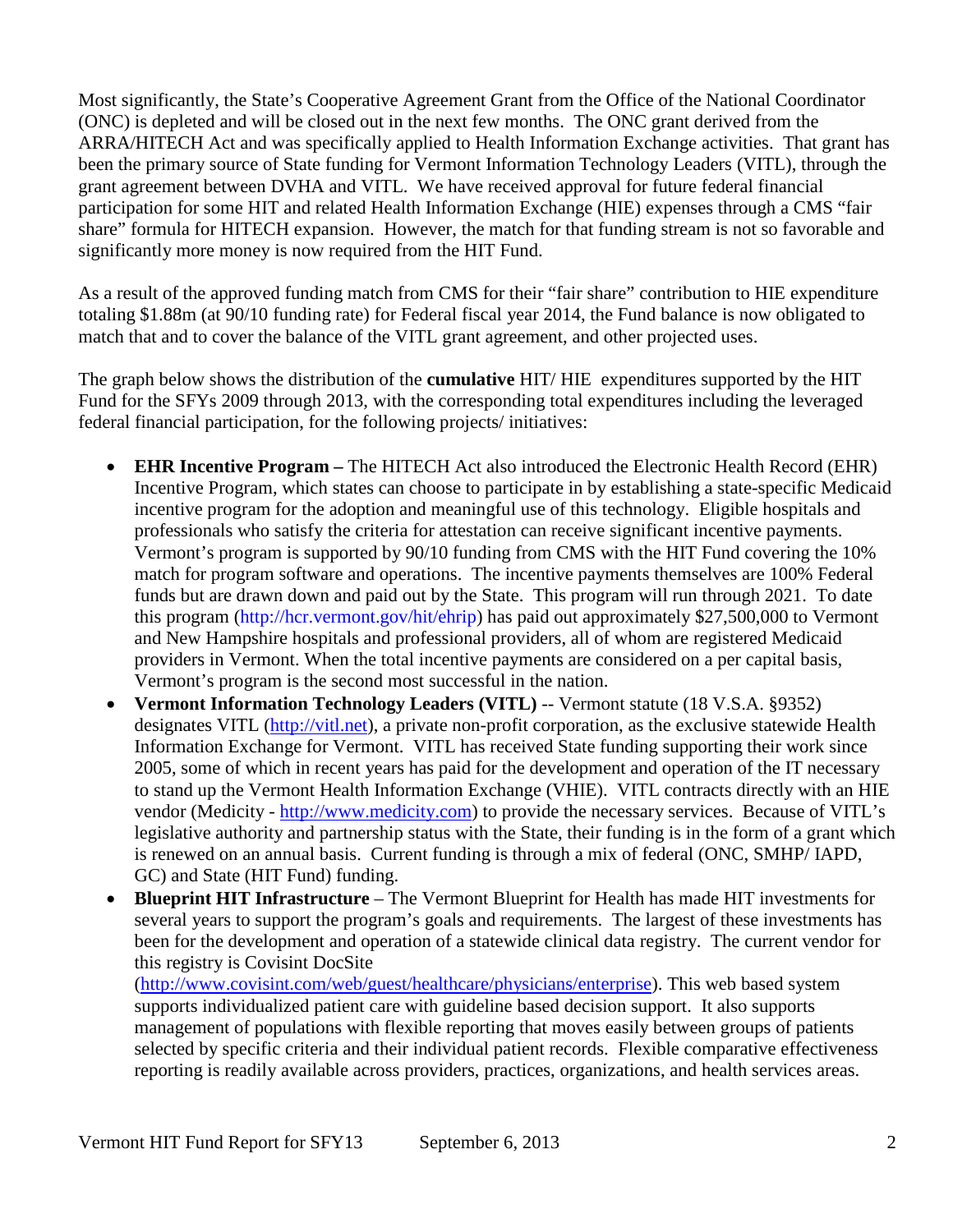Most significantly, the State's Cooperative Agreement Grant from the Office of the National Coordinator (ONC) is depleted and will be closed out in the next few months. The ONC grant derived from the ARRA/HITECH Act and was specifically applied to Health Information Exchange activities. That grant has been the primary source of State funding for Vermont Information Technology Leaders (VITL), through the grant agreement between DVHA and VITL. We have received approval for future federal financial participation for some HIT and related Health Information Exchange (HIE) expenses through a CMS "fair share" formula for HITECH expansion. However, the match for that funding stream is not so favorable and significantly more money is now required from the HIT Fund.

As a result of the approved funding match from CMS for their "fair share" contribution to HIE expenditure totaling $1.88m (at 90/10 funding rate) for Federal fiscal year 2014, the Fund balance is now obligated to match that and to cover the balance of the VITL grant agreement, and other projected uses.

The graph below shows the distribution of the **cumulative** HIT/ HIE expenditures supported by the HIT Fund for the SFYs 2009 through 2013, with the corresponding total expenditures including the leveraged federal financial participation, for the following projects/ initiatives:

- **EHR Incentive Program –** The HITECH Act also introduced the Electronic Health Record (EHR) Incentive Program, which states can choose to participate in by establishing a state-specific Medicaid incentive program for the adoption and meaningful use of this technology. Eligible hospitals and professionals who satisfy the criteria for attestation can receive significant incentive payments. Vermont's program is supported by 90/10 funding from CMS with the HIT Fund covering the 10% match for program software and operations. The incentive payments themselves are 100% Federal funds but are drawn down and paid out by the State. This program will run through 2021. To date this program (http://hcr.vermont.gov/hit/ehrip) has paid out approximately $27,500,000 to Vermont and New Hampshire hospitals and professional providers, all of whom are registered Medicaid providers in Vermont. When the total incentive payments are considered on a per capital basis, Vermont's program is the second most successful in the nation.
- **Vermont Information Technology Leaders (VITL)** -- Vermont statute (18 V.S.A. §9352) designates VITL (http://vitl.net), a private non-profit corporation, as the exclusive statewide Health Information Exchange for Vermont. VITL has received State funding supporting their work since 2005, some of which in recent years has paid for the development and operation of the IT necessary to stand up the Vermont Health Information Exchange (VHIE). VITL contracts directly with an HIE vendor (Medicity - http://www.medicity.com) to provide the necessary services. Because of VITL's legislative authority and partnership status with the State, their funding is in the form of a grant which is renewed on an annual basis. Current funding is through a mix of federal (ONC, SMHP/ IAPD, GC) and State (HIT Fund) funding.
- **Blueprint HIT Infrastructure** – The Vermont Blueprint for Health has made HIT investments for several years to support the program's goals and requirements. The largest of these investments has been for the development and operation of a statewide clinical data registry. The current vendor for this registry is Covisint DocSite (http://www.covisint.com/web/guest/healthcare/physicians/enterprise). This web based system supports individualized patient care with guideline based decision support. It also supports management of populations with flexible reporting that moves easily between groups of patients selected by specific criteria and their individual patient records. Flexible comparative effectiveness reporting is readily available across providers, practices, organizations, and health services areas.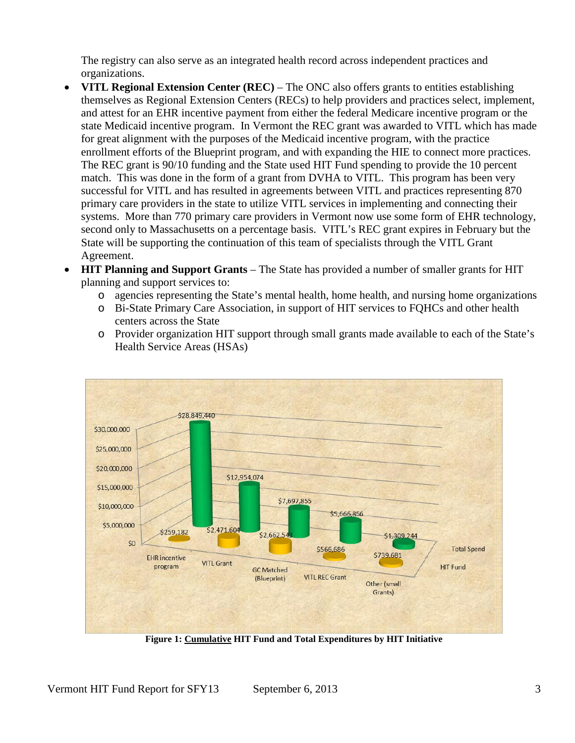The registry can also serve as an integrated health record across independent practices and organizations.

- **VITL Regional Extension Center (REC)** – The ONC also offers grants to entities establishing themselves as Regional Extension Centers (RECs) to help providers and practices select, implement, and attest for an EHR incentive payment from either the federal Medicare incentive program or the state Medicaid incentive program. In Vermont the REC grant was awarded to VITL which has made for great alignment with the purposes of the Medicaid incentive program, with the practice enrollment efforts of the Blueprint program, and with expanding the HIE to connect more practices. The REC grant is 90/10 funding and the State used HIT Fund spending to provide the 10 percent match. This was done in the form of a grant from DVHA to VITL. This program has been very successful for VITL and has resulted in agreements between VITL and practices representing 870 primary care providers in the state to utilize VITL services in implementing and connecting their systems. More than 770 primary care providers in Vermont now use some form of EHR technology, second only to Massachusetts on a percentage basis. VITL's REC grant expires in February but the State will be supporting the continuation of this team of specialists through the VITL Grant Agreement.
- **HIT Planning and Support Grants** – The State has provided a number of smaller grants for HIT planning and support services to:
  - agencies representing the State's mental health, home health, and nursing home organizations
  - Bi-State Primary Care Association, in support of HIT services to FQHCs and other health centers across the State
  - Provider organization HIT support through small grants made available to each of the State's Health Service Areas (HSAs)

**Figure 1: Cumulative HIT Fund and Total Expenditures by HIT Initiative**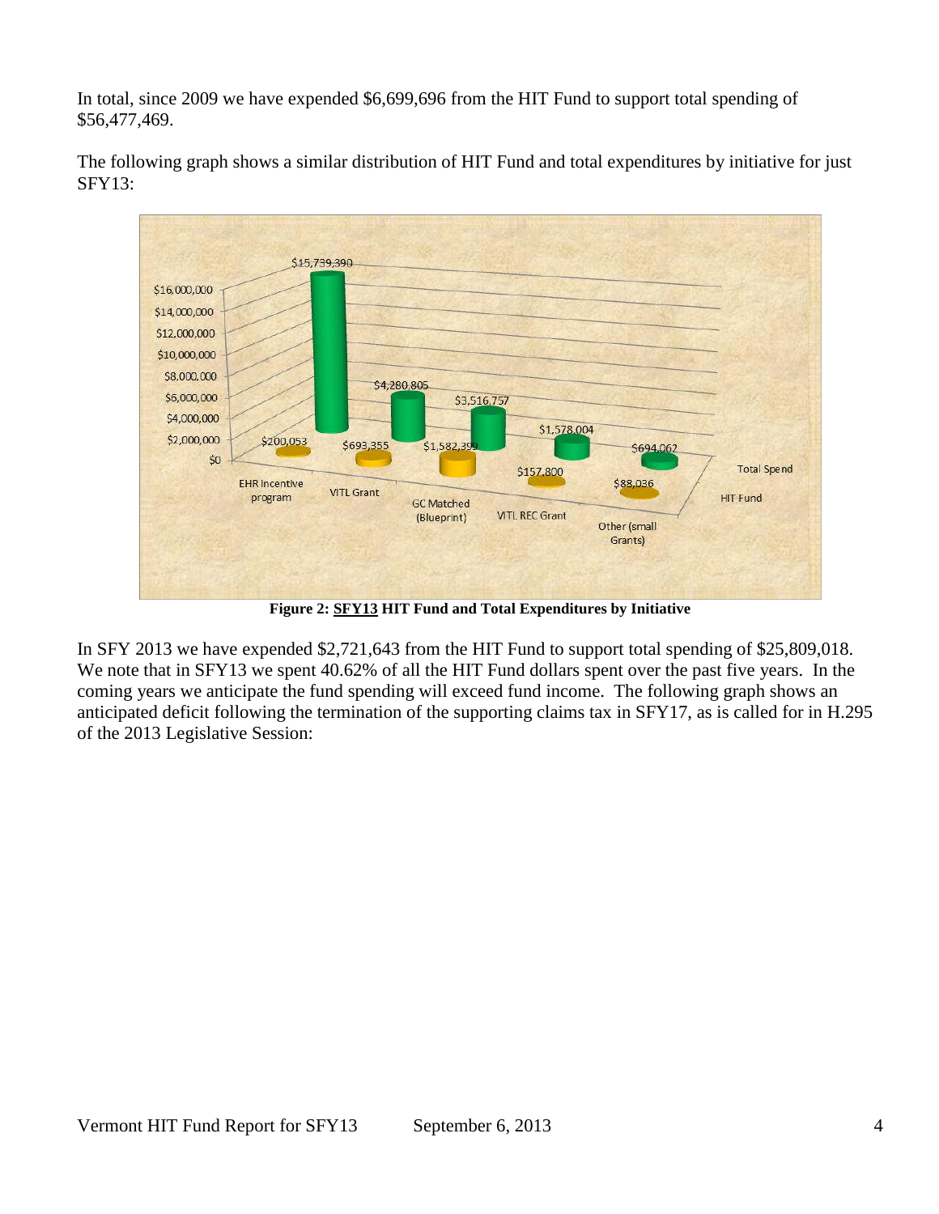In total, since 2009 we have expended $6,699,696 from the HIT Fund to support total spending of $56,477,469.

The following graph shows a similar distribution of HIT Fund and total expenditures by initiative for just SFY13:

| Initiative | HIT Fund | Total Spend |
|---|---|---|
| EHR Incentive program | $200,053 | $15,739,390 |
| VITL Grant | $693,355 | $4,280,805 |
| GC Matched (Blueprint) | $1,582,399 | $3,516,757 |
| VITL REC Grant | $157,800 | $1,578,004 |
| Other (small Grants) | $88,036 | $694,062 |

**Figure 2: SFY13 HIT Fund and Total Expenditures by Initiative**

In SFY 2013 we have expended $2,721,643 from the HIT Fund to support total spending of $25,809,018. We note that in SFY13 we spent 40.62% of all the HIT Fund dollars spent over the past five years. In the coming years we anticipate the fund spending will exceed fund income. The following graph shows an anticipated deficit following the termination of the supporting claims tax in SFY17, as is called for in H.295 of the 2013 Legislative Session: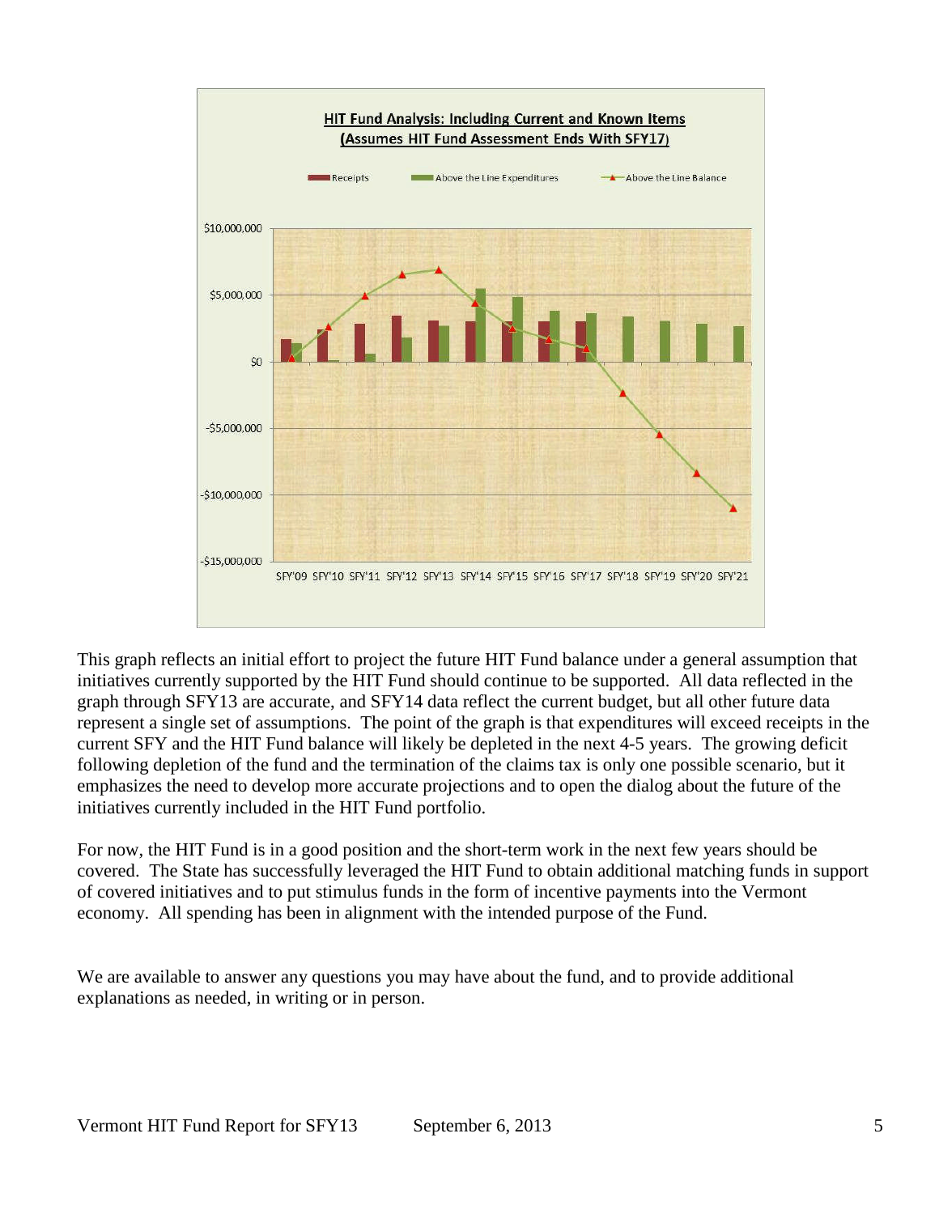HIT Fund Analysis: Including Current and Known Items
(Assumes HIT Fund Assessment Ends With SFY17)

Receipts
Above the Line Expenditures
Above the Line Balance

$10,000,000
$5,000,000
$0
-$5,000,000
-$10,000,000
-$15,000,000

SFY'09 SFY'10 SFY'11 SFY'12 SFY'13 SFY'14 SFY'15 SFY'16 SFY'17 SFY'18 SFY'19 SFY'20 SFY'21

This graph reflects an initial effort to project the future HIT Fund balance under a general assumption that initiatives currently supported by the HIT Fund should continue to be supported. All data reflected in the graph through SFY13 are accurate, and SFY14 data reflect the current budget, but all other future data represent a single set of assumptions. The point of the graph is that expenditures will exceed receipts in the current SFY and the HIT Fund balance will likely be depleted in the next 4-5 years. The growing deficit following depletion of the fund and the termination of the claims tax is only one possible scenario, but it emphasizes the need to develop more accurate projections and to open the dialog about the future of the initiatives currently included in the HIT Fund portfolio.

For now, the HIT Fund is in a good position and the short-term work in the next few years should be covered. The State has successfully leveraged the HIT Fund to obtain additional matching funds in support of covered initiatives and to put stimulus funds in the form of incentive payments into the Vermont economy. All spending has been in alignment with the intended purpose of the Fund.

We are available to answer any questions you may have about the fund, and to provide additional explanations as needed, in writing or in person.